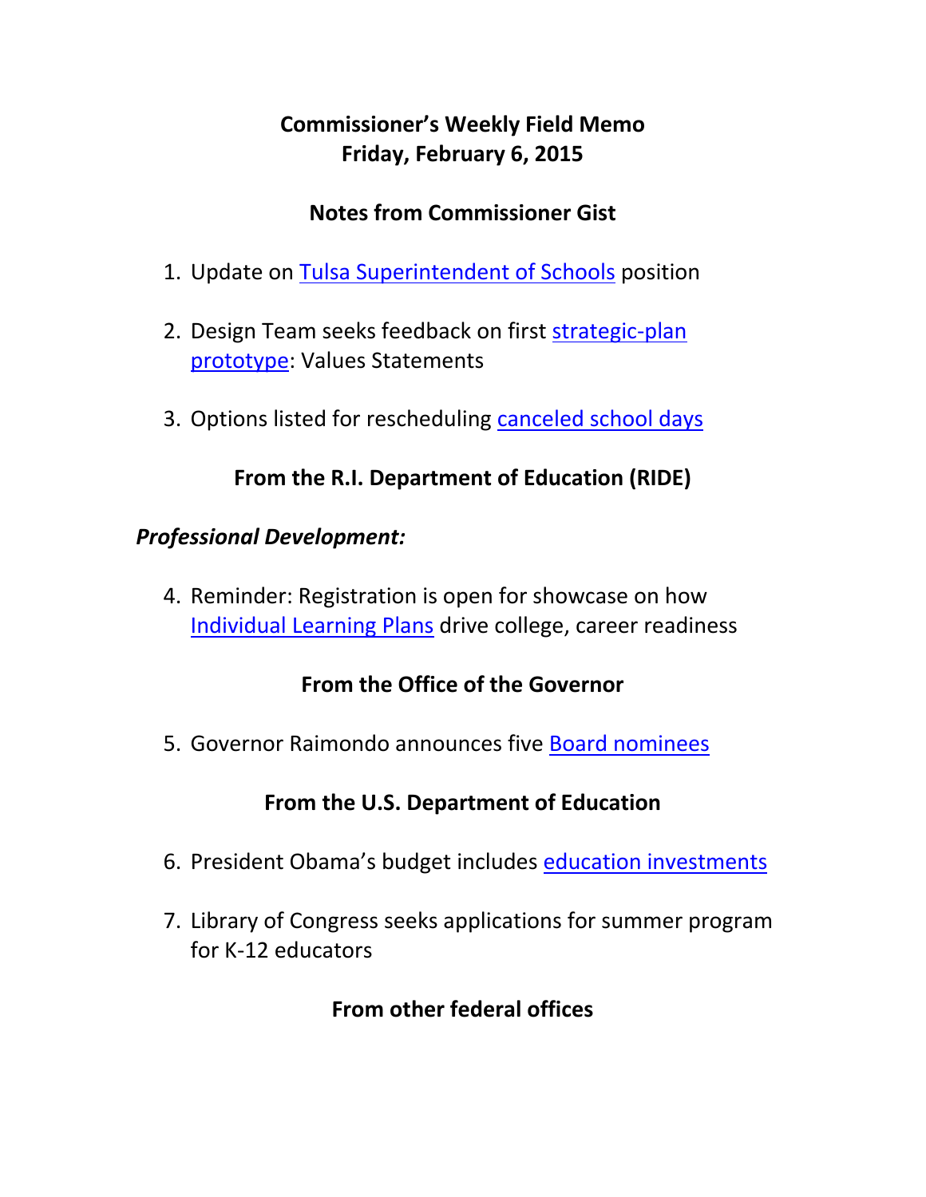# Commissioner's Weekly Field Memo
# Friday, February 6, 2015

## Notes from Commissioner Gist

1. Update on Tulsa Superintendent of Schools position

2. Design Team seeks feedback on first strategic-plan prototype: Values Statements

3. Options listed for rescheduling canceled school days

## From the R.I. Department of Education (RIDE)

### *Professional Development:*

4. Reminder: Registration is open for showcase on how Individual Learning Plans drive college, career readiness

## From the Office of the Governor

5. Governor Raimondo announces five Board nominees

## From the U.S. Department of Education

6. President Obama's budget includes education investments

7. Library of Congress seeks applications for summer program for K-12 educators

## From other federal offices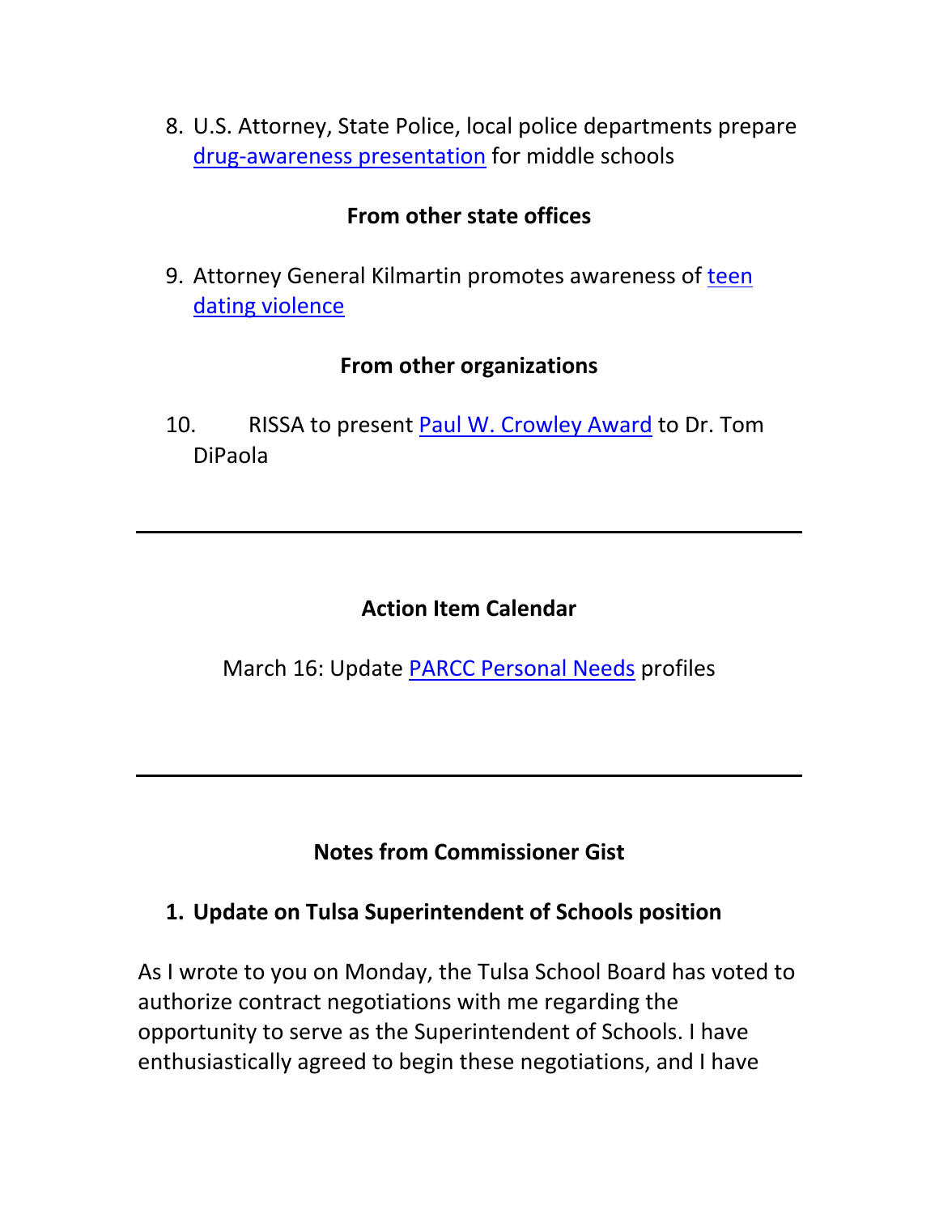8. U.S. Attorney, State Police, local police departments prepare drug-awareness presentation for middle schools

**From other state offices**

9. Attorney General Kilmartin promotes awareness of teen dating violence

**From other organizations**

10. RISSA to present Paul W. Crowley Award to Dr. Tom DiPaola

---

**Action Item Calendar**

March 16: Update PARCC Personal Needs profiles

---

**Notes from Commissioner Gist**

**1. Update on Tulsa Superintendent of Schools position**

As I wrote to you on Monday, the Tulsa School Board has voted to authorize contract negotiations with me regarding the opportunity to serve as the Superintendent of Schools. I have enthusiastically agreed to begin these negotiations, and I have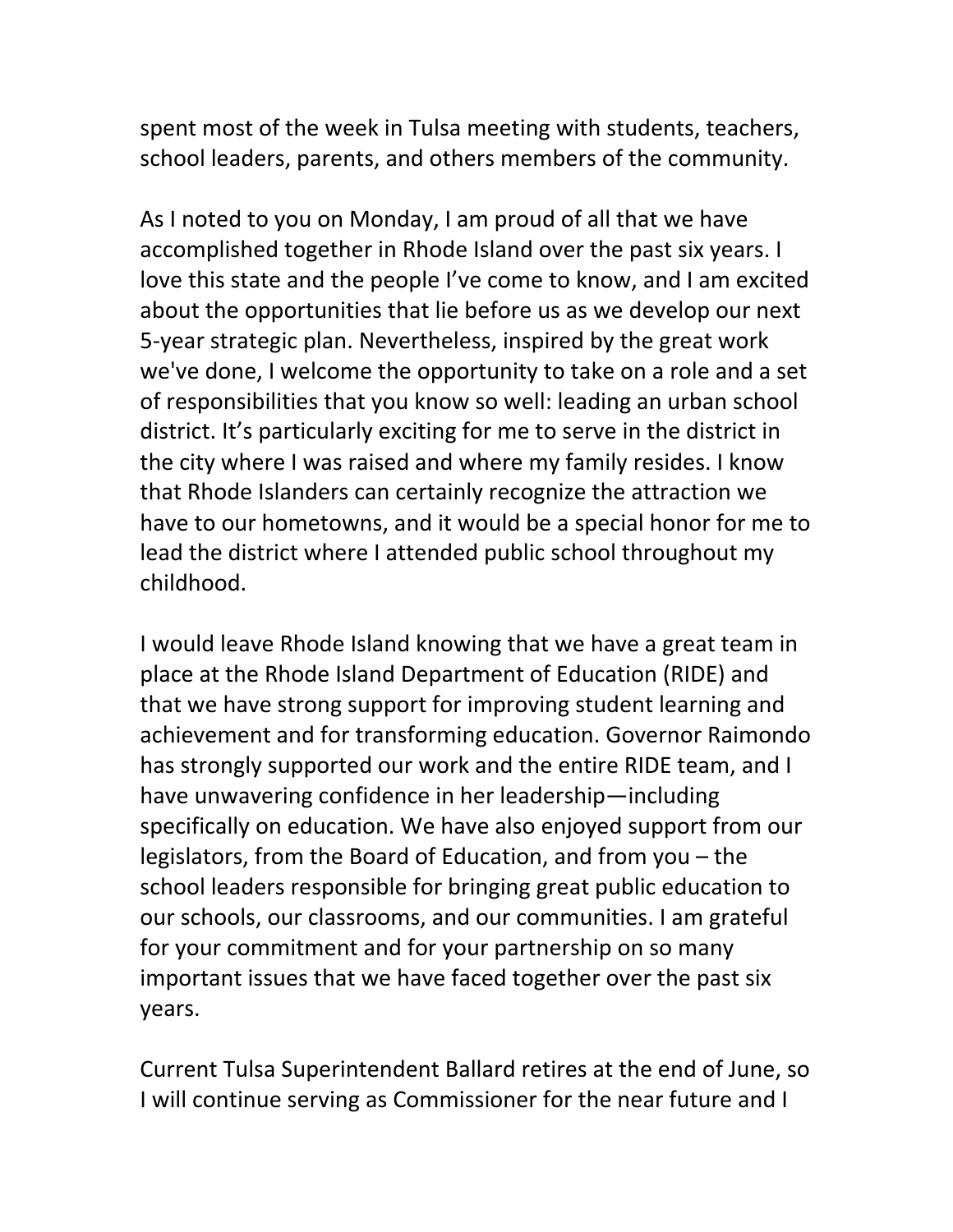spent most of the week in Tulsa meeting with students, teachers, school leaders, parents, and others members of the community.

As I noted to you on Monday, I am proud of all that we have accomplished together in Rhode Island over the past six years. I love this state and the people I've come to know, and I am excited about the opportunities that lie before us as we develop our next 5-year strategic plan. Nevertheless, inspired by the great work we've done, I welcome the opportunity to take on a role and a set of responsibilities that you know so well: leading an urban school district. It's particularly exciting for me to serve in the district in the city where I was raised and where my family resides. I know that Rhode Islanders can certainly recognize the attraction we have to our hometowns, and it would be a special honor for me to lead the district where I attended public school throughout my childhood.

I would leave Rhode Island knowing that we have a great team in place at the Rhode Island Department of Education (RIDE) and that we have strong support for improving student learning and achievement and for transforming education. Governor Raimondo has strongly supported our work and the entire RIDE team, and I have unwavering confidence in her leadership—including specifically on education. We have also enjoyed support from our legislators, from the Board of Education, and from you – the school leaders responsible for bringing great public education to our schools, our classrooms, and our communities. I am grateful for your commitment and for your partnership on so many important issues that we have faced together over the past six years.

Current Tulsa Superintendent Ballard retires at the end of June, so I will continue serving as Commissioner for the near future and I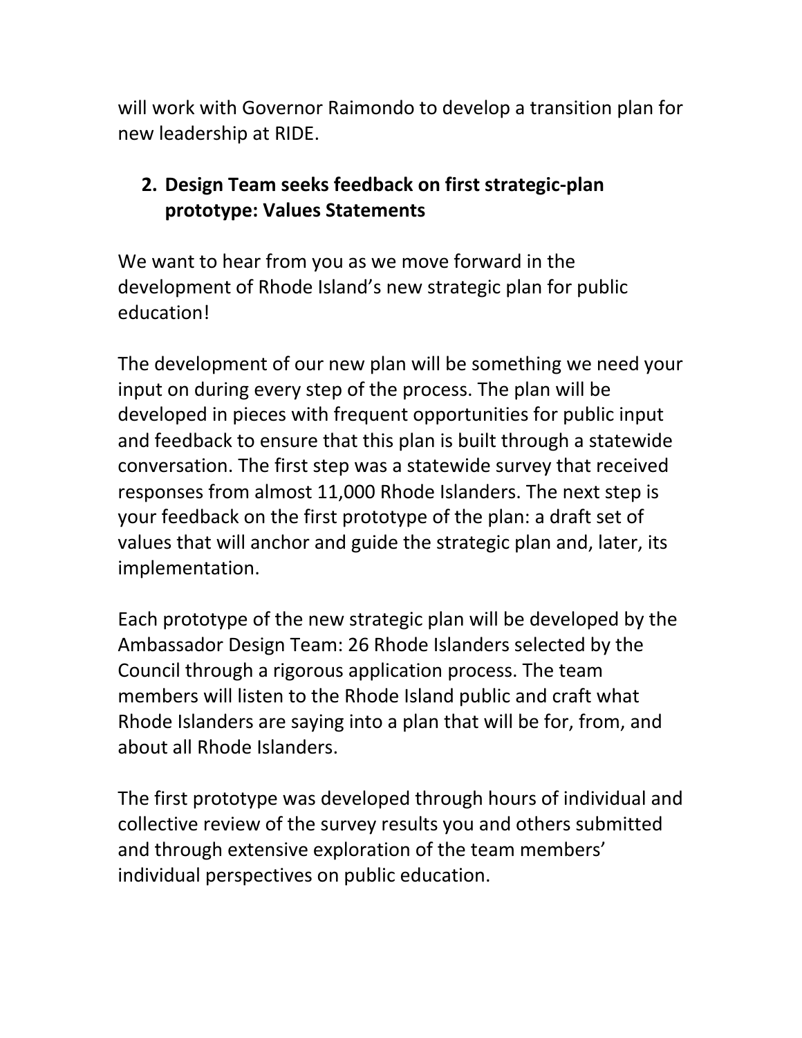will work with Governor Raimondo to develop a transition plan for new leadership at RIDE.

2. **Design Team seeks feedback on first strategic-plan prototype: Values Statements**

We want to hear from you as we move forward in the development of Rhode Island's new strategic plan for public education!

The development of our new plan will be something we need your input on during every step of the process. The plan will be developed in pieces with frequent opportunities for public input and feedback to ensure that this plan is built through a statewide conversation. The first step was a statewide survey that received responses from almost 11,000 Rhode Islanders. The next step is your feedback on the first prototype of the plan: a draft set of values that will anchor and guide the strategic plan and, later, its implementation.

Each prototype of the new strategic plan will be developed by the Ambassador Design Team: 26 Rhode Islanders selected by the Council through a rigorous application process. The team members will listen to the Rhode Island public and craft what Rhode Islanders are saying into a plan that will be for, from, and about all Rhode Islanders.

The first prototype was developed through hours of individual and collective review of the survey results you and others submitted and through extensive exploration of the team members' individual perspectives on public education.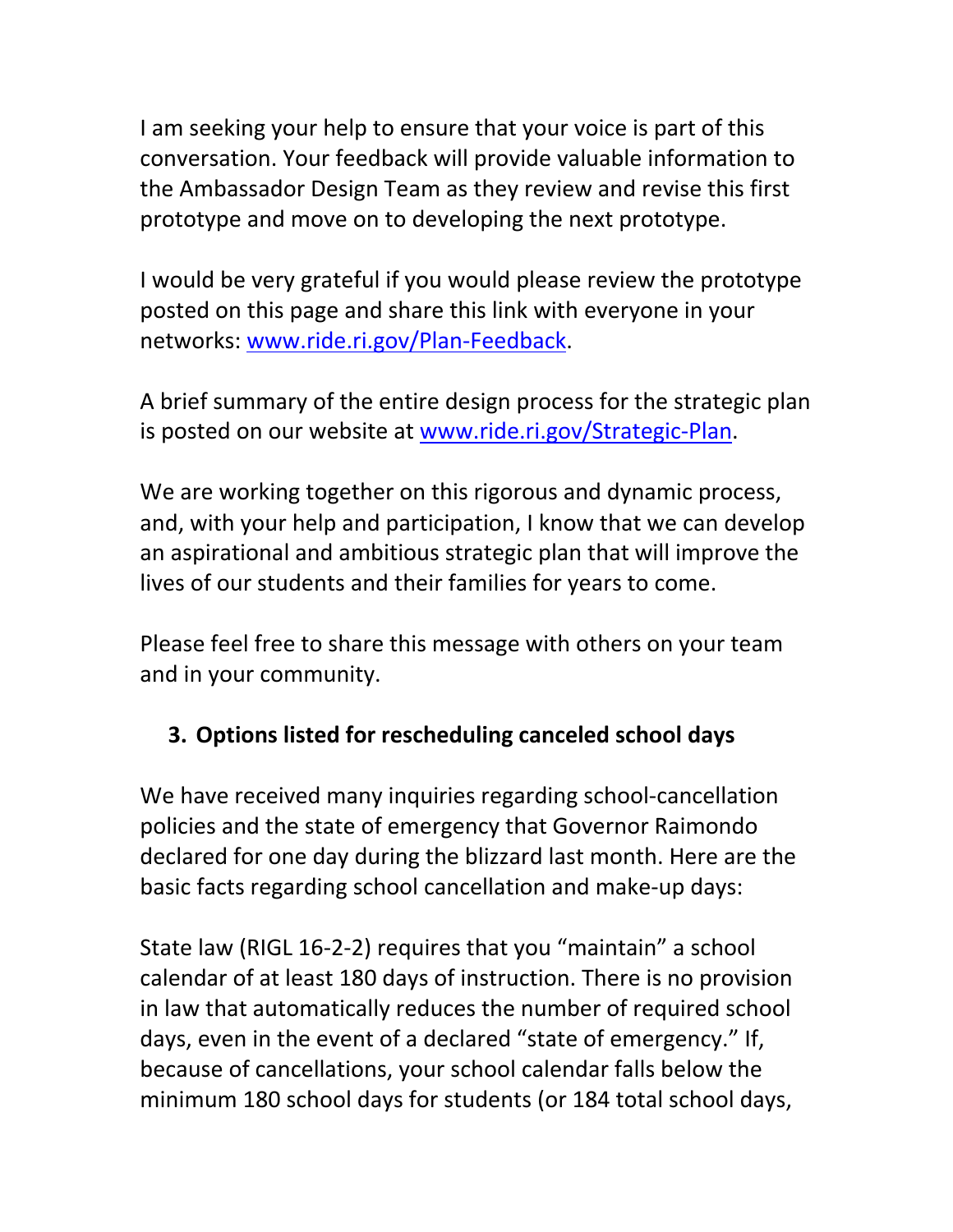I am seeking your help to ensure that your voice is part of this conversation. Your feedback will provide valuable information to the Ambassador Design Team as they review and revise this first prototype and move on to developing the next prototype.

I would be very grateful if you would please review the prototype posted on this page and share this link with everyone in your networks: [www.ride.ri.gov/Plan-Feedback](http://www.ride.ri.gov/Plan-Feedback).

A brief summary of the entire design process for the strategic plan is posted on our website at [www.ride.ri.gov/Strategic-Plan](http://www.ride.ri.gov/Strategic-Plan).

We are working together on this rigorous and dynamic process, and, with your help and participation, I know that we can develop an aspirational and ambitious strategic plan that will improve the lives of our students and their families for years to come.

Please feel free to share this message with others on your team and in your community.

### 3. Options listed for rescheduling canceled school days

We have received many inquiries regarding school-cancellation policies and the state of emergency that Governor Raimondo declared for one day during the blizzard last month. Here are the basic facts regarding school cancellation and make-up days:

State law (RIGL 16-2-2) requires that you "maintain" a school calendar of at least 180 days of instruction. There is no provision in law that automatically reduces the number of required school days, even in the event of a declared "state of emergency." If, because of cancellations, your school calendar falls below the minimum 180 school days for students (or 184 total school days,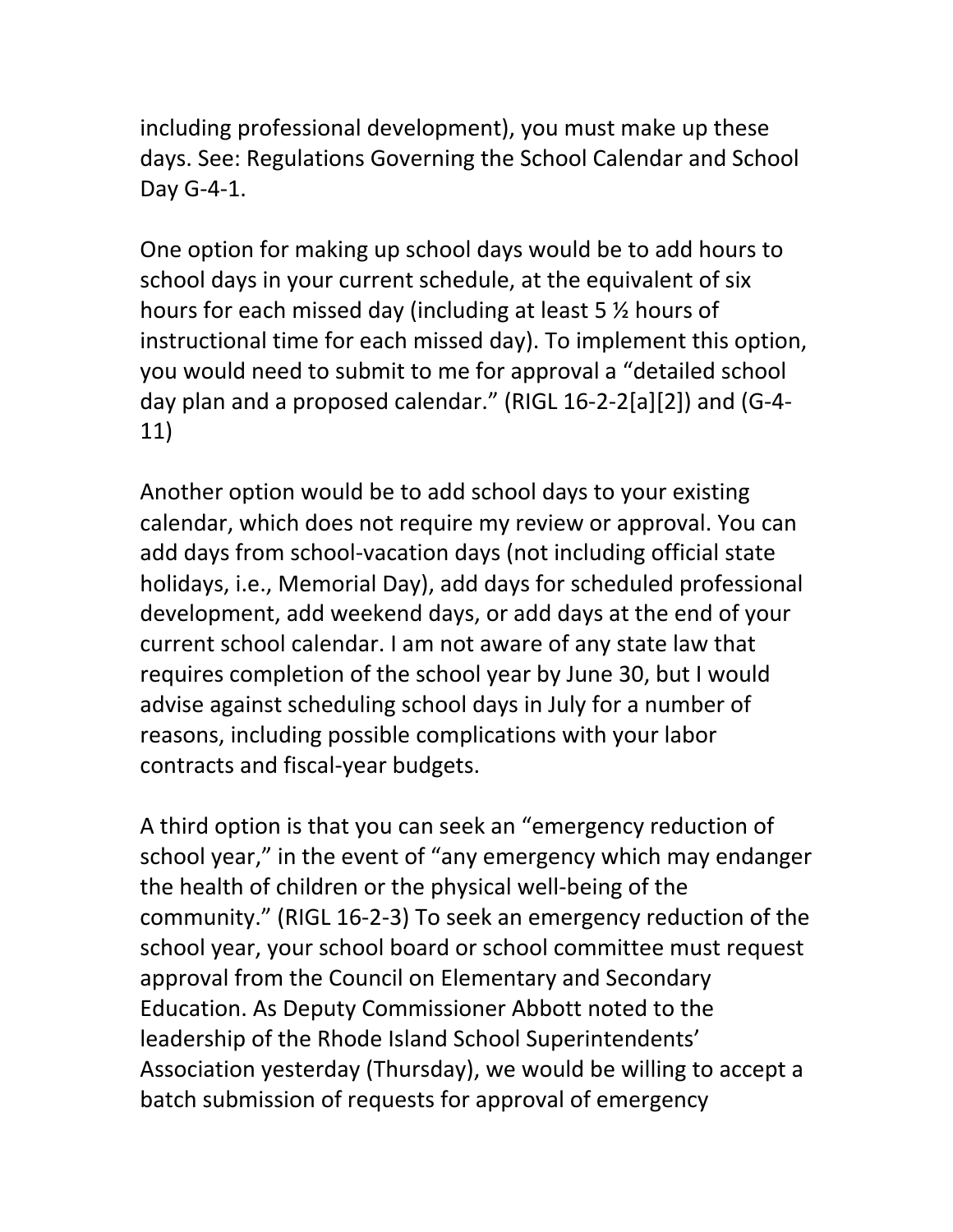including professional development), you must make up these days. See: Regulations Governing the School Calendar and School Day G-4-1.

One option for making up school days would be to add hours to school days in your current schedule, at the equivalent of six hours for each missed day (including at least 5 ½ hours of instructional time for each missed day). To implement this option, you would need to submit to me for approval a "detailed school day plan and a proposed calendar." (RIGL 16-2-2[a][2]) and (G-4-11)

Another option would be to add school days to your existing calendar, which does not require my review or approval. You can add days from school-vacation days (not including official state holidays, i.e., Memorial Day), add days for scheduled professional development, add weekend days, or add days at the end of your current school calendar. I am not aware of any state law that requires completion of the school year by June 30, but I would advise against scheduling school days in July for a number of reasons, including possible complications with your labor contracts and fiscal-year budgets.

A third option is that you can seek an "emergency reduction of school year," in the event of "any emergency which may endanger the health of children or the physical well-being of the community." (RIGL 16-2-3) To seek an emergency reduction of the school year, your school board or school committee must request approval from the Council on Elementary and Secondary Education. As Deputy Commissioner Abbott noted to the leadership of the Rhode Island School Superintendents' Association yesterday (Thursday), we would be willing to accept a batch submission of requests for approval of emergency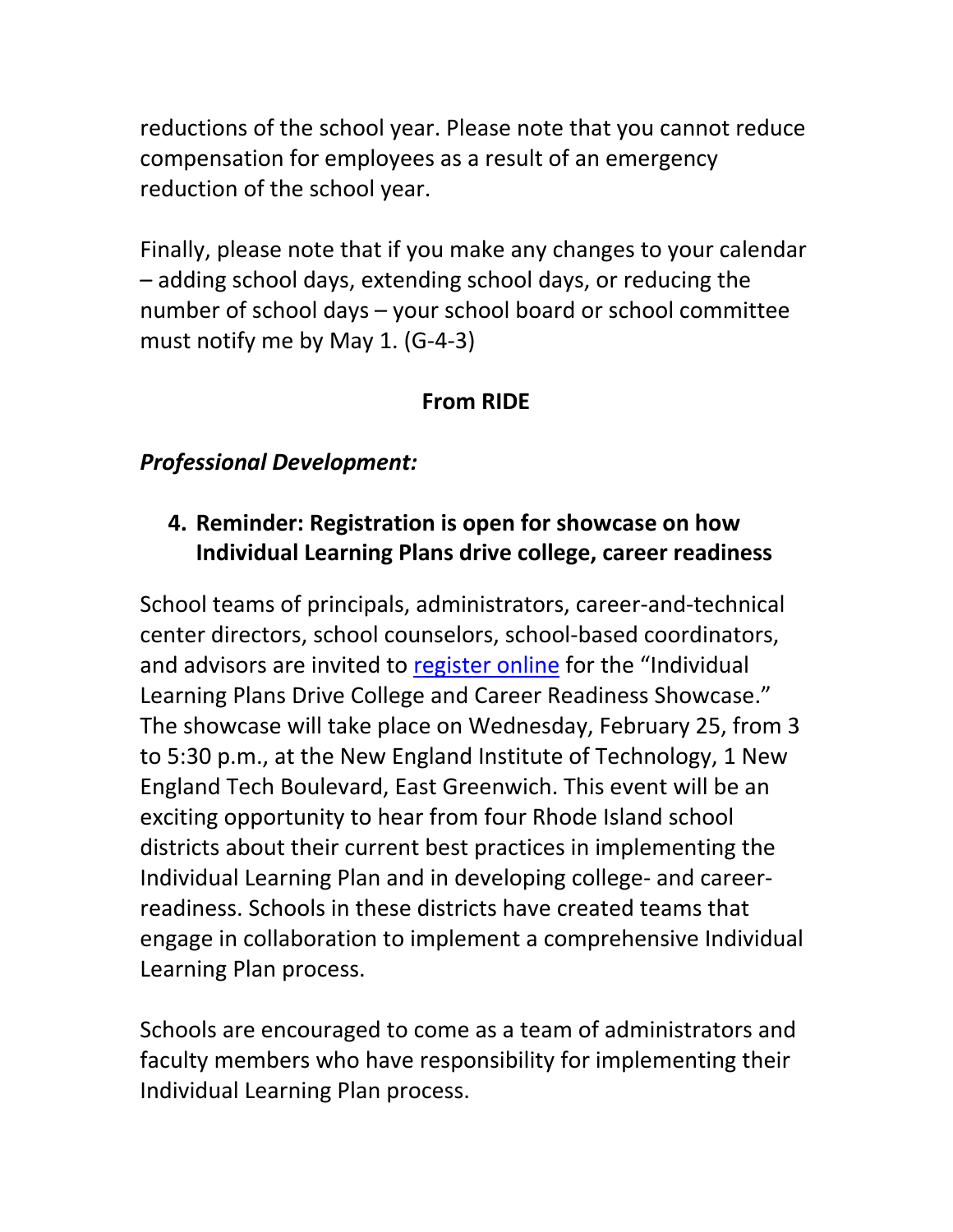reductions of the school year. Please note that you cannot reduce compensation for employees as a result of an emergency reduction of the school year.

Finally, please note that if you make any changes to your calendar – adding school days, extending school days, or reducing the number of school days – your school board or school committee must notify me by May 1. (G-4-3)

**From RIDE**

***Professional Development:***

4. **Reminder: Registration is open for showcase on how Individual Learning Plans drive college, career readiness**

School teams of principals, administrators, career-and-technical center directors, school counselors, school-based coordinators, and advisors are invited to register online for the "Individual Learning Plans Drive College and Career Readiness Showcase." The showcase will take place on Wednesday, February 25, from 3 to 5:30 p.m., at the New England Institute of Technology, 1 New England Tech Boulevard, East Greenwich. This event will be an exciting opportunity to hear from four Rhode Island school districts about their current best practices in implementing the Individual Learning Plan and in developing college- and career-readiness. Schools in these districts have created teams that engage in collaboration to implement a comprehensive Individual Learning Plan process.

Schools are encouraged to come as a team of administrators and faculty members who have responsibility for implementing their Individual Learning Plan process.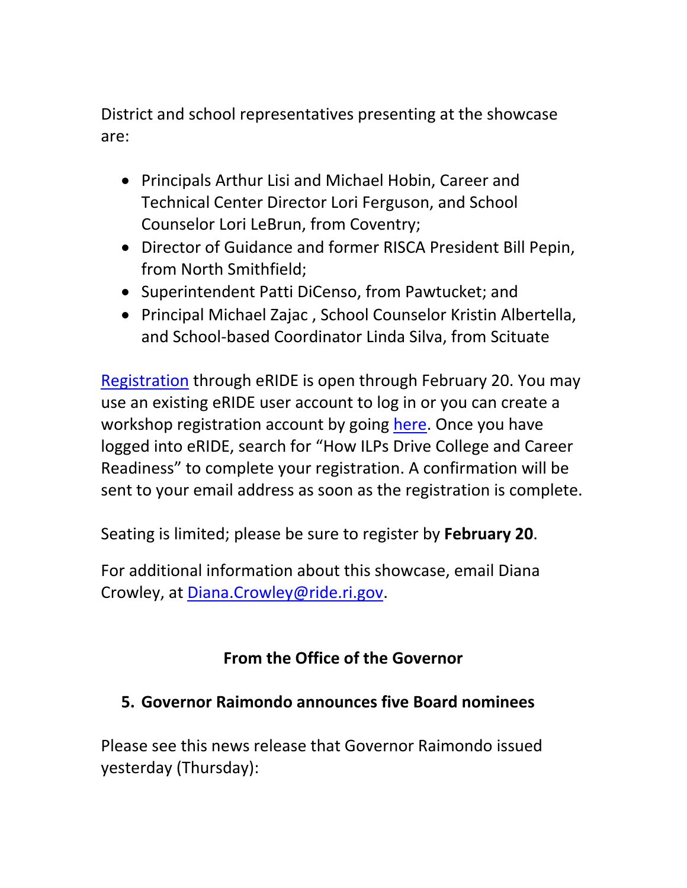District and school representatives presenting at the showcase are:

- Principals Arthur Lisi and Michael Hobin, Career and Technical Center Director Lori Ferguson, and School Counselor Lori LeBrun, from Coventry;
- Director of Guidance and former RISCA President Bill Pepin, from North Smithfield;
- Superintendent Patti DiCenso, from Pawtucket; and
- Principal Michael Zajac , School Counselor Kristin Albertella, and School-based Coordinator Linda Silva, from Scituate

Registration through eRIDE is open through February 20. You may use an existing eRIDE user account to log in or you can create a workshop registration account by going here. Once you have logged into eRIDE, search for "How ILPs Drive College and Career Readiness" to complete your registration. A confirmation will be sent to your email address as soon as the registration is complete.

Seating is limited; please be sure to register by **February 20**.

For additional information about this showcase, email Diana Crowley, at Diana.Crowley@ride.ri.gov.

## From the Office of the Governor

### 5. Governor Raimondo announces five Board nominees

Please see this news release that Governor Raimondo issued yesterday (Thursday):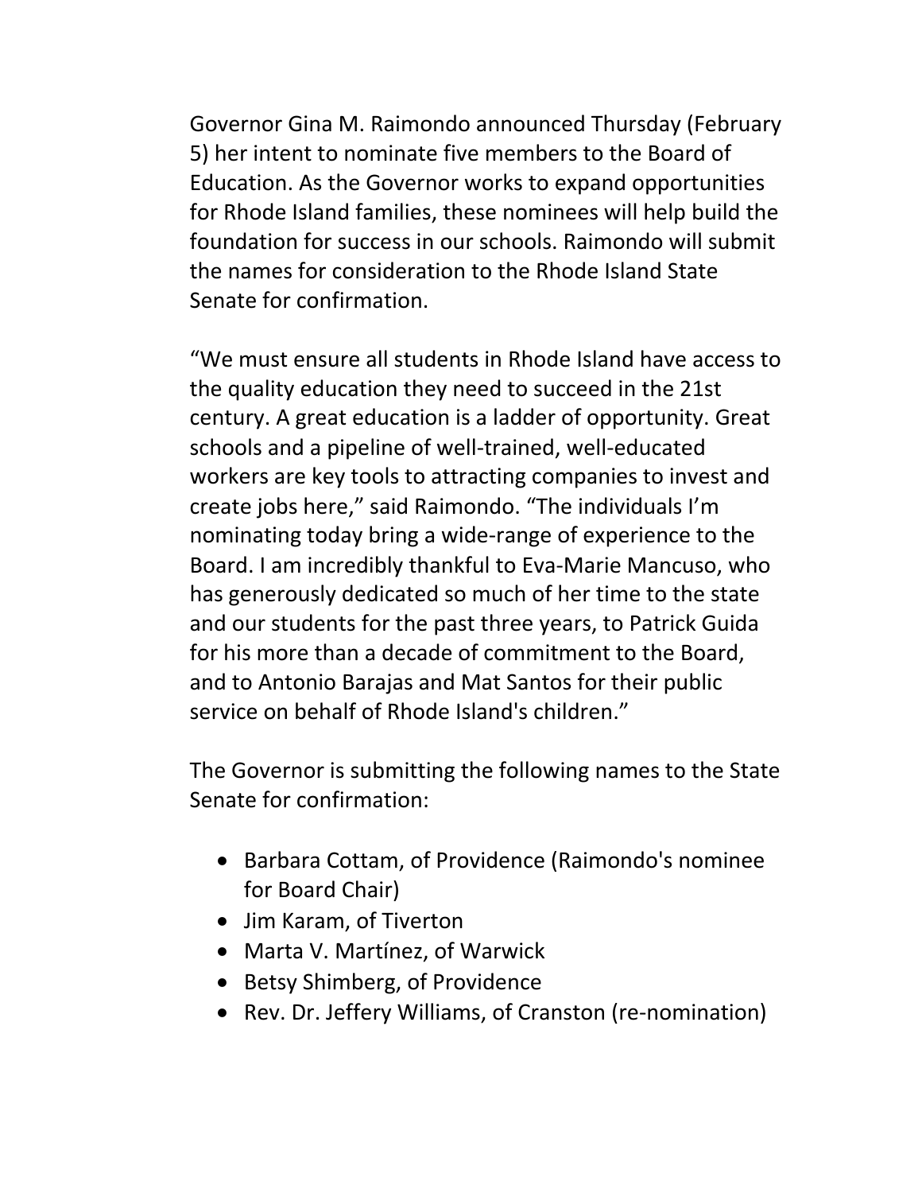Governor Gina M. Raimondo announced Thursday (February 5) her intent to nominate five members to the Board of Education. As the Governor works to expand opportunities for Rhode Island families, these nominees will help build the foundation for success in our schools. Raimondo will submit the names for consideration to the Rhode Island State Senate for confirmation.

“We must ensure all students in Rhode Island have access to the quality education they need to succeed in the 21st century. A great education is a ladder of opportunity. Great schools and a pipeline of well-trained, well-educated workers are key tools to attracting companies to invest and create jobs here,” said Raimondo. “The individuals I’m nominating today bring a wide-range of experience to the Board. I am incredibly thankful to Eva-Marie Mancuso, who has generously dedicated so much of her time to the state and our students for the past three years, to Patrick Guida for his more than a decade of commitment to the Board, and to Antonio Barajas and Mat Santos for their public service on behalf of Rhode Island's children.”

The Governor is submitting the following names to the State Senate for confirmation:

- Barbara Cottam, of Providence (Raimondo's nominee for Board Chair)
- Jim Karam, of Tiverton
- Marta V. Martínez, of Warwick
- Betsy Shimberg, of Providence
- Rev. Dr. Jeffery Williams, of Cranston (re-nomination)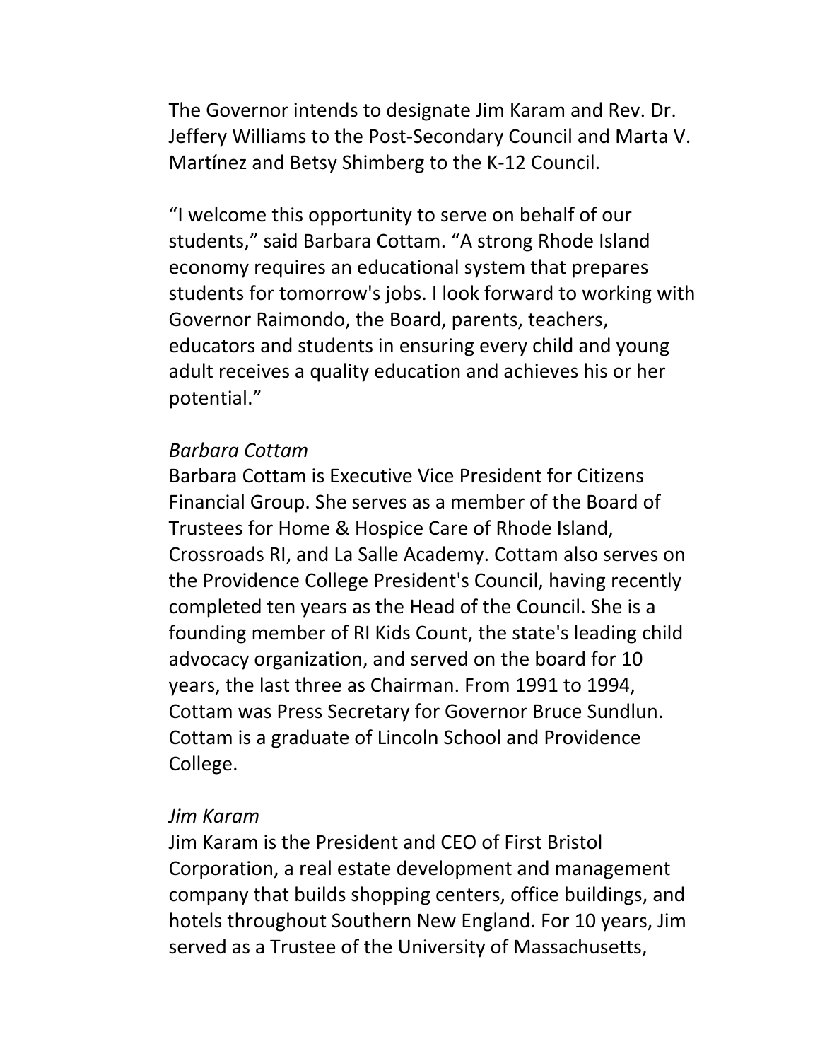The Governor intends to designate Jim Karam and Rev. Dr. Jeffery Williams to the Post-Secondary Council and Marta V. Martínez and Betsy Shimberg to the K-12 Council.

"I welcome this opportunity to serve on behalf of our students," said Barbara Cottam. "A strong Rhode Island economy requires an educational system that prepares students for tomorrow's jobs. I look forward to working with Governor Raimondo, the Board, parents, teachers, educators and students in ensuring every child and young adult receives a quality education and achieves his or her potential."

*Barbara Cottam*

Barbara Cottam is Executive Vice President for Citizens Financial Group. She serves as a member of the Board of Trustees for Home & Hospice Care of Rhode Island, Crossroads RI, and La Salle Academy. Cottam also serves on the Providence College President's Council, having recently completed ten years as the Head of the Council. She is a founding member of RI Kids Count, the state's leading child advocacy organization, and served on the board for 10 years, the last three as Chairman. From 1991 to 1994, Cottam was Press Secretary for Governor Bruce Sundlun. Cottam is a graduate of Lincoln School and Providence College.

*Jim Karam*

Jim Karam is the President and CEO of First Bristol Corporation, a real estate development and management company that builds shopping centers, office buildings, and hotels throughout Southern New England. For 10 years, Jim served as a Trustee of the University of Massachusetts,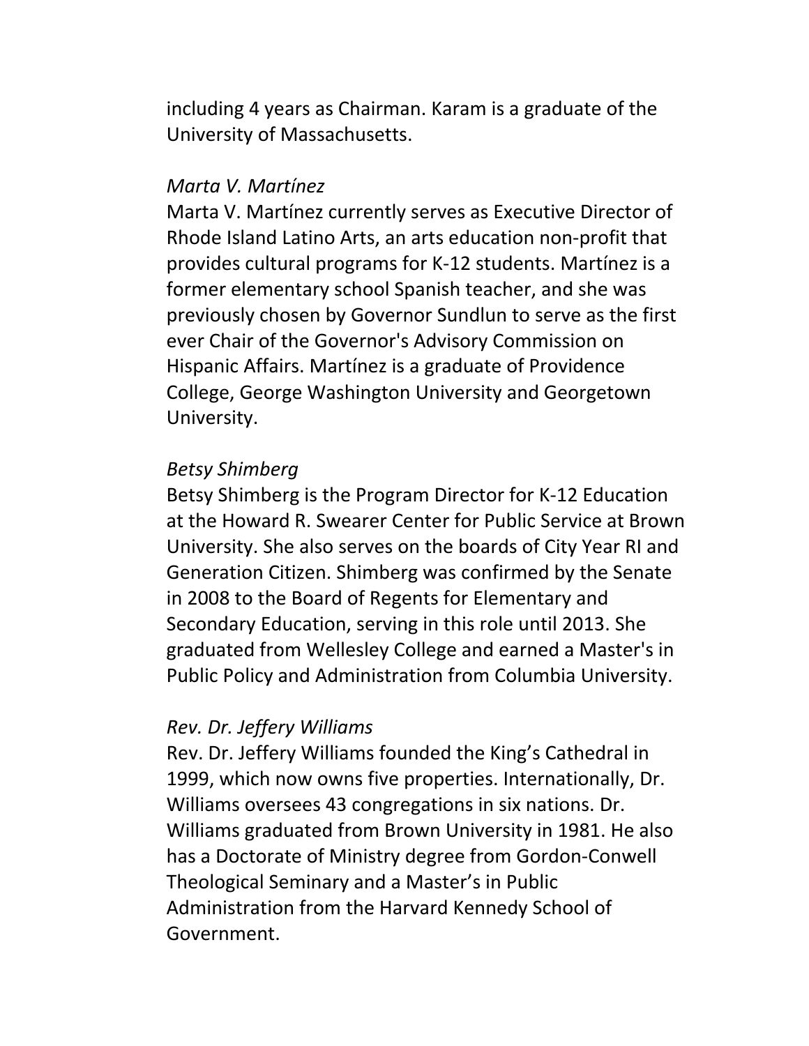including 4 years as Chairman. Karam is a graduate of the University of Massachusetts.

*Marta V. Martínez*

Marta V. Martínez currently serves as Executive Director of Rhode Island Latino Arts, an arts education non-profit that provides cultural programs for K-12 students. Martínez is a former elementary school Spanish teacher, and she was previously chosen by Governor Sundlun to serve as the first ever Chair of the Governor's Advisory Commission on Hispanic Affairs. Martínez is a graduate of Providence College, George Washington University and Georgetown University.

*Betsy Shimberg*

Betsy Shimberg is the Program Director for K-12 Education at the Howard R. Swearer Center for Public Service at Brown University. She also serves on the boards of City Year RI and Generation Citizen. Shimberg was confirmed by the Senate in 2008 to the Board of Regents for Elementary and Secondary Education, serving in this role until 2013. She graduated from Wellesley College and earned a Master's in Public Policy and Administration from Columbia University.

*Rev. Dr. Jeffery Williams*

Rev. Dr. Jeffery Williams founded the King's Cathedral in 1999, which now owns five properties. Internationally, Dr. Williams oversees 43 congregations in six nations. Dr. Williams graduated from Brown University in 1981. He also has a Doctorate of Ministry degree from Gordon-Conwell Theological Seminary and a Master's in Public Administration from the Harvard Kennedy School of Government.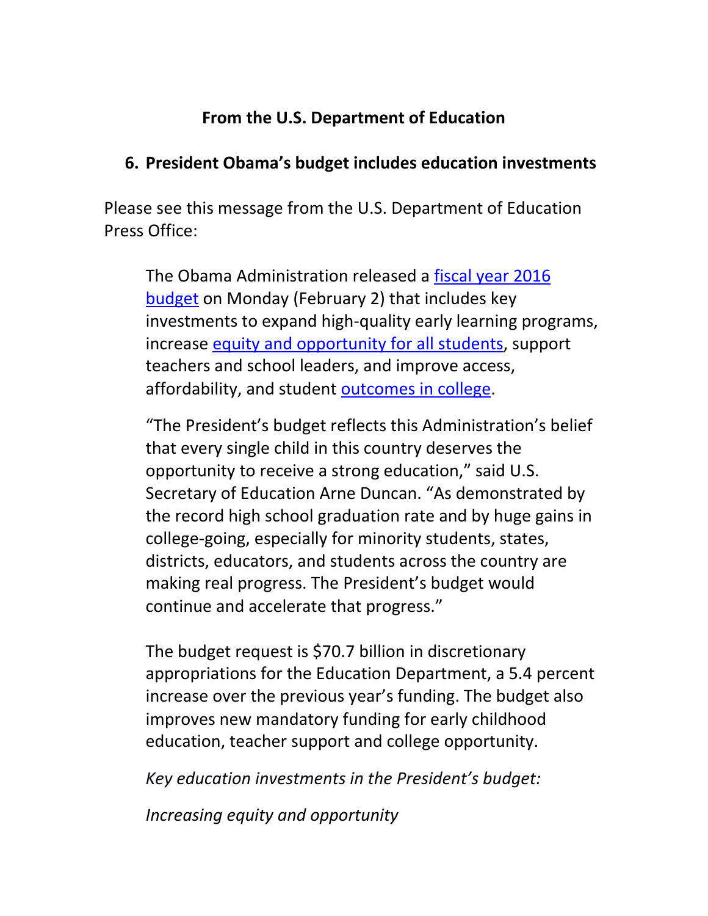## From the U.S. Department of Education

### 6. President Obama's budget includes education investments

Please see this message from the U.S. Department of Education Press Office:

> The Obama Administration released a fiscal year 2016 budget on Monday (February 2) that includes key investments to expand high-quality early learning programs, increase equity and opportunity for all students, support teachers and school leaders, and improve access, affordability, and student outcomes in college.
>
> "The President's budget reflects this Administration's belief that every single child in this country deserves the opportunity to receive a strong education," said U.S. Secretary of Education Arne Duncan. "As demonstrated by the record high school graduation rate and by huge gains in college-going, especially for minority students, states, districts, educators, and students across the country are making real progress. The President's budget would continue and accelerate that progress."
>
> The budget request is $70.7 billion in discretionary appropriations for the Education Department, a 5.4 percent increase over the previous year's funding. The budget also improves new mandatory funding for early childhood education, teacher support and college opportunity.
>
> *Key education investments in the President's budget:*
>
> *Increasing equity and opportunity*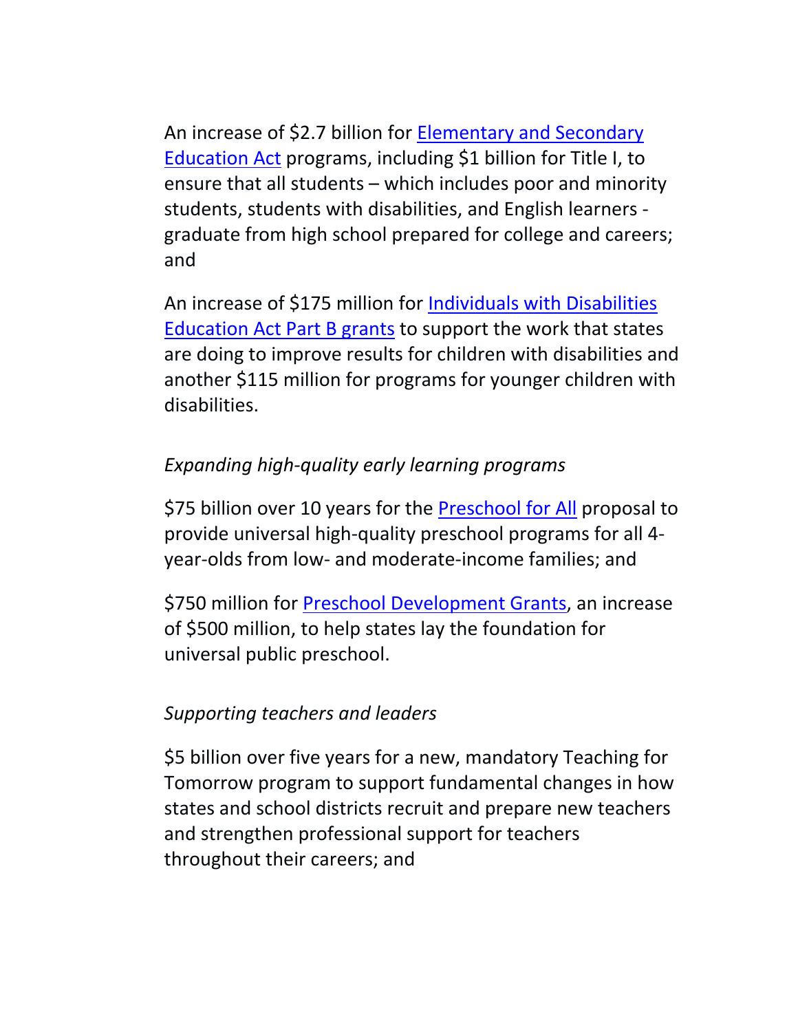An increase of $2.7 billion for [Elementary and Secondary Education Act] programs, including $1 billion for Title I, to ensure that all students – which includes poor and minority students, students with disabilities, and English learners - graduate from high school prepared for college and careers; and

An increase of $175 million for [Individuals with Disabilities Education Act Part B grants] to support the work that states are doing to improve results for children with disabilities and another $115 million for programs for younger children with disabilities.

*Expanding high-quality early learning programs*

$75 billion over 10 years for the [Preschool for All] proposal to provide universal high-quality preschool programs for all 4-year-olds from low- and moderate-income families; and

$750 million for [Preschool Development Grants], an increase of $500 million, to help states lay the foundation for universal public preschool.

*Supporting teachers and leaders*

$5 billion over five years for a new, mandatory Teaching for Tomorrow program to support fundamental changes in how states and school districts recruit and prepare new teachers and strengthen professional support for teachers throughout their careers; and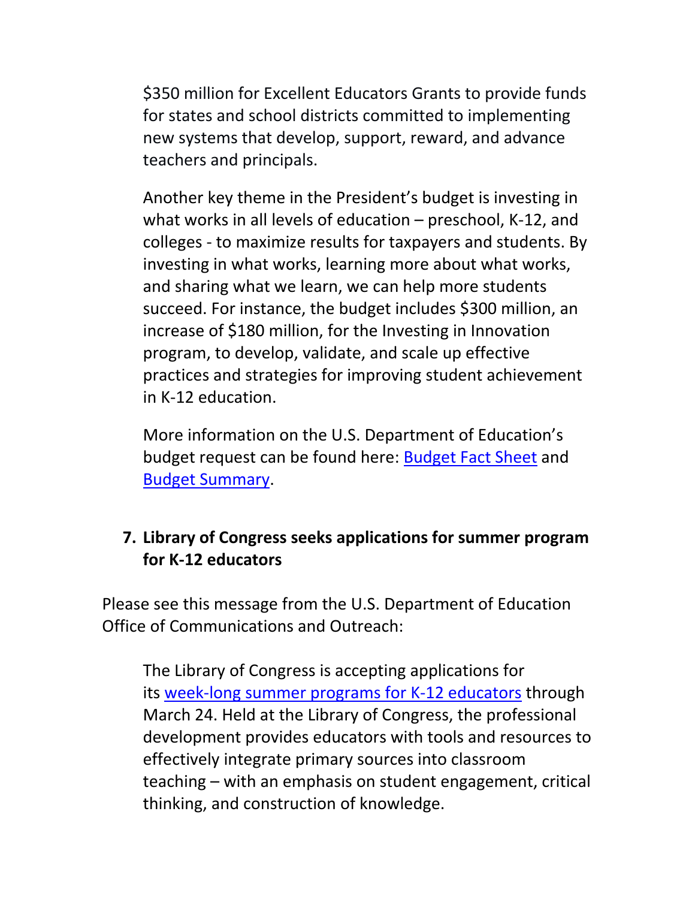$350 million for Excellent Educators Grants to provide funds for states and school districts committed to implementing new systems that develop, support, reward, and advance teachers and principals.

Another key theme in the President's budget is investing in what works in all levels of education – preschool, K-12, and colleges - to maximize results for taxpayers and students. By investing in what works, learning more about what works, and sharing what we learn, we can help more students succeed. For instance, the budget includes $300 million, an increase of $180 million, for the Investing in Innovation program, to develop, validate, and scale up effective practices and strategies for improving student achievement in K-12 education.

More information on the U.S. Department of Education's budget request can be found here: Budget Fact Sheet and Budget Summary.

7. **Library of Congress seeks applications for summer program for K-12 educators**

Please see this message from the U.S. Department of Education Office of Communications and Outreach:

The Library of Congress is accepting applications for its week-long summer programs for K-12 educators through March 24. Held at the Library of Congress, the professional development provides educators with tools and resources to effectively integrate primary sources into classroom teaching – with an emphasis on student engagement, critical thinking, and construction of knowledge.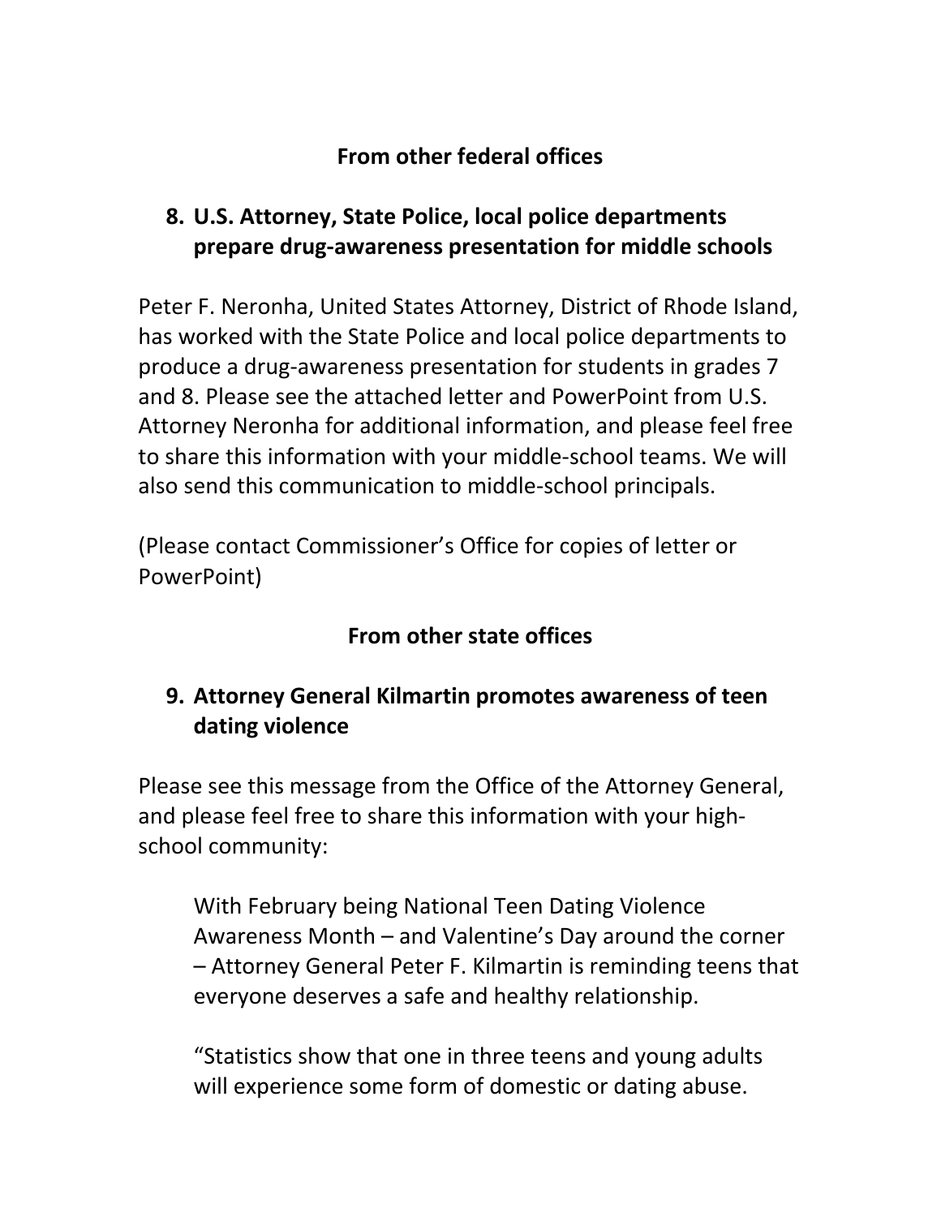## From other federal offices

### 8. U.S. Attorney, State Police, local police departments prepare drug-awareness presentation for middle schools

Peter F. Neronha, United States Attorney, District of Rhode Island, has worked with the State Police and local police departments to produce a drug-awareness presentation for students in grades 7 and 8. Please see the attached letter and PowerPoint from U.S. Attorney Neronha for additional information, and please feel free to share this information with your middle-school teams. We will also send this communication to middle-school principals.

(Please contact Commissioner's Office for copies of letter or PowerPoint)

## From other state offices

### 9. Attorney General Kilmartin promotes awareness of teen dating violence

Please see this message from the Office of the Attorney General, and please feel free to share this information with your high-school community:

> With February being National Teen Dating Violence Awareness Month – and Valentine's Day around the corner – Attorney General Peter F. Kilmartin is reminding teens that everyone deserves a safe and healthy relationship.
>
> "Statistics show that one in three teens and young adults will experience some form of domestic or dating abuse.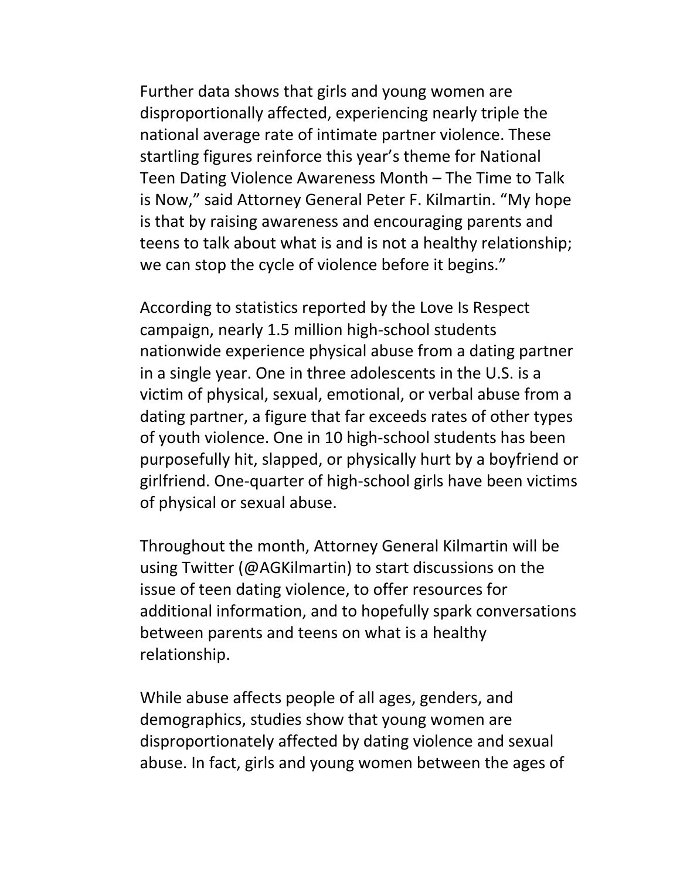Further data shows that girls and young women are disproportionally affected, experiencing nearly triple the national average rate of intimate partner violence. These startling figures reinforce this year's theme for National Teen Dating Violence Awareness Month – The Time to Talk is Now," said Attorney General Peter F. Kilmartin. "My hope is that by raising awareness and encouraging parents and teens to talk about what is and is not a healthy relationship; we can stop the cycle of violence before it begins."

According to statistics reported by the Love Is Respect campaign, nearly 1.5 million high-school students nationwide experience physical abuse from a dating partner in a single year. One in three adolescents in the U.S. is a victim of physical, sexual, emotional, or verbal abuse from a dating partner, a figure that far exceeds rates of other types of youth violence. One in 10 high-school students has been purposefully hit, slapped, or physically hurt by a boyfriend or girlfriend. One-quarter of high-school girls have been victims of physical or sexual abuse.

Throughout the month, Attorney General Kilmartin will be using Twitter (@AGKilmartin) to start discussions on the issue of teen dating violence, to offer resources for additional information, and to hopefully spark conversations between parents and teens on what is a healthy relationship.

While abuse affects people of all ages, genders, and demographics, studies show that young women are disproportionately affected by dating violence and sexual abuse. In fact, girls and young women between the ages of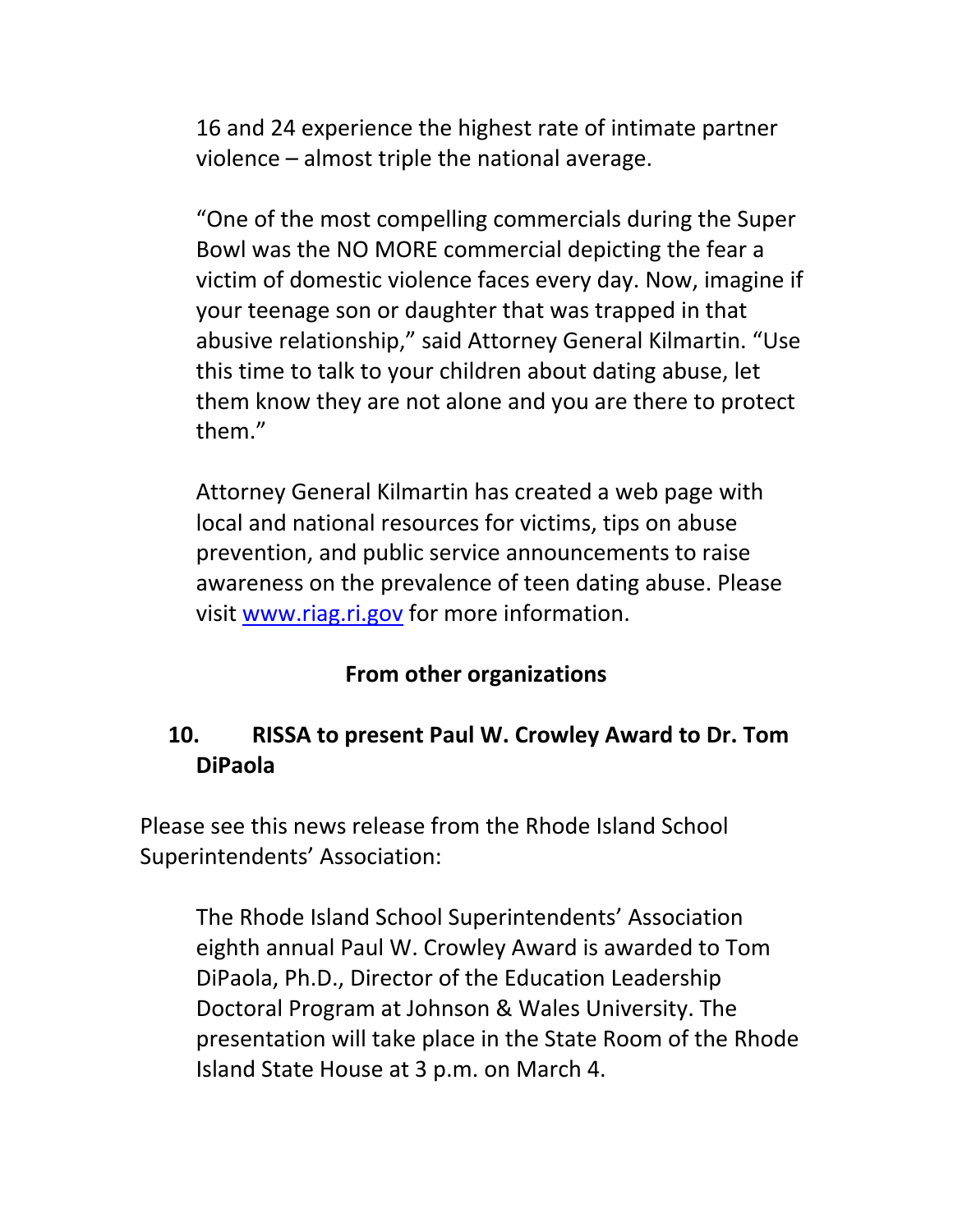16 and 24 experience the highest rate of intimate partner violence – almost triple the national average.

"One of the most compelling commercials during the Super Bowl was the NO MORE commercial depicting the fear a victim of domestic violence faces every day. Now, imagine if your teenage son or daughter that was trapped in that abusive relationship," said Attorney General Kilmartin. "Use this time to talk to your children about dating abuse, let them know they are not alone and you are there to protect them."

Attorney General Kilmartin has created a web page with local and national resources for victims, tips on abuse prevention, and public service announcements to raise awareness on the prevalence of teen dating abuse. Please visit [www.riag.ri.gov](http://www.riag.ri.gov) for more information.

## From other organizations

### 10. RISSA to present Paul W. Crowley Award to Dr. Tom DiPaola

Please see this news release from the Rhode Island School Superintendents' Association:

The Rhode Island School Superintendents' Association eighth annual Paul W. Crowley Award is awarded to Tom DiPaola, Ph.D., Director of the Education Leadership Doctoral Program at Johnson & Wales University. The presentation will take place in the State Room of the Rhode Island State House at 3 p.m. on March 4.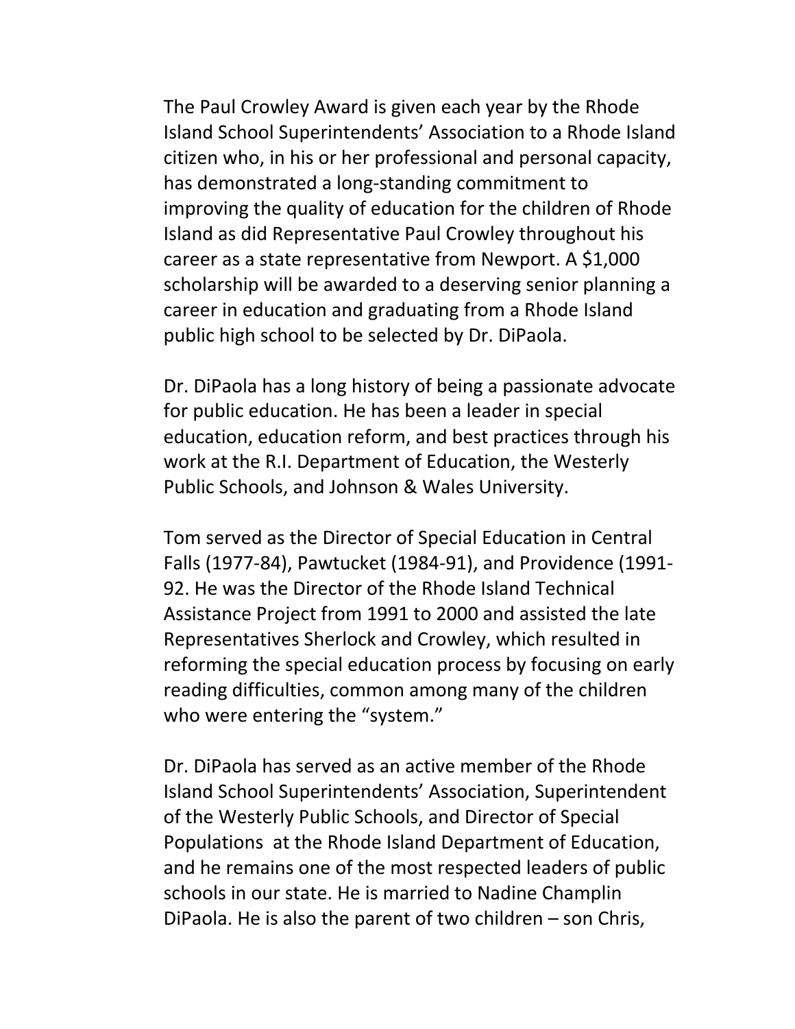The Paul Crowley Award is given each year by the Rhode Island School Superintendents' Association to a Rhode Island citizen who, in his or her professional and personal capacity, has demonstrated a long-standing commitment to improving the quality of education for the children of Rhode Island as did Representative Paul Crowley throughout his career as a state representative from Newport. A $1,000 scholarship will be awarded to a deserving senior planning a career in education and graduating from a Rhode Island public high school to be selected by Dr. DiPaola.

Dr. DiPaola has a long history of being a passionate advocate for public education. He has been a leader in special education, education reform, and best practices through his work at the R.I. Department of Education, the Westerly Public Schools, and Johnson & Wales University.

Tom served as the Director of Special Education in Central Falls (1977-84), Pawtucket (1984-91), and Providence (1991-92. He was the Director of the Rhode Island Technical Assistance Project from 1991 to 2000 and assisted the late Representatives Sherlock and Crowley, which resulted in reforming the special education process by focusing on early reading difficulties, common among many of the children who were entering the "system."

Dr. DiPaola has served as an active member of the Rhode Island School Superintendents' Association, Superintendent of the Westerly Public Schools, and Director of Special Populations at the Rhode Island Department of Education, and he remains one of the most respected leaders of public schools in our state. He is married to Nadine Champlin DiPaola. He is also the parent of two children – son Chris,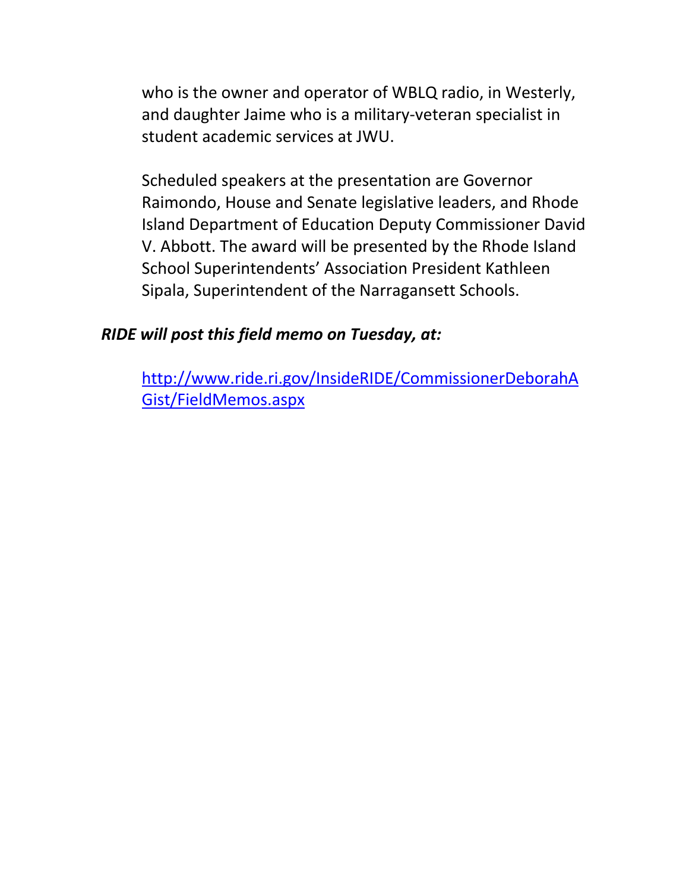who is the owner and operator of WBLQ radio, in Westerly, and daughter Jaime who is a military-veteran specialist in student academic services at JWU.

Scheduled speakers at the presentation are Governor Raimondo, House and Senate legislative leaders, and Rhode Island Department of Education Deputy Commissioner David V. Abbott. The award will be presented by the Rhode Island School Superintendents' Association President Kathleen Sipala, Superintendent of the Narragansett Schools.

***RIDE will post this field memo on Tuesday, at:***

http://www.ride.ri.gov/InsideRIDE/CommissionerDeborahAGist/FieldMemos.aspx